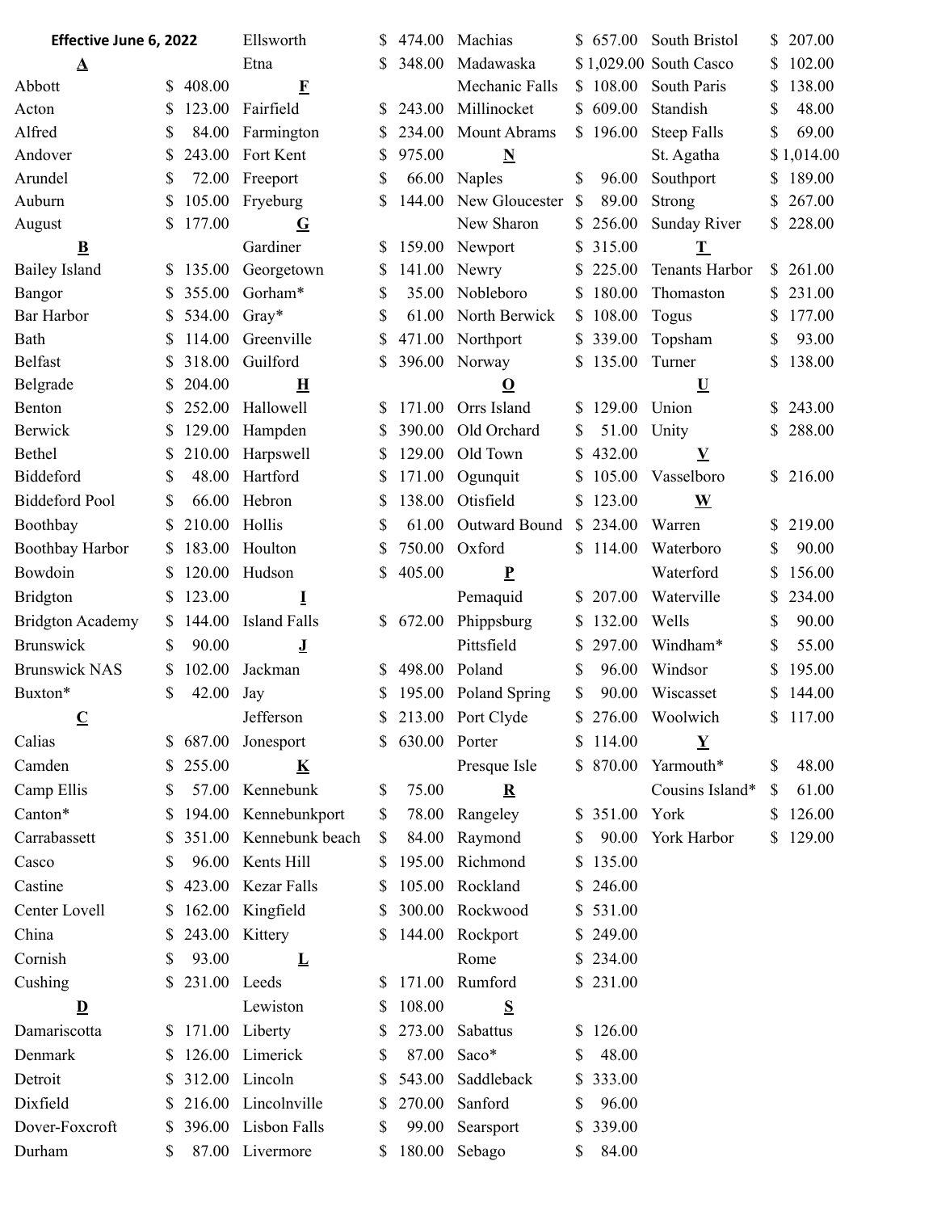**Effective June 6, 2022**

| Location | Price |
|---|---|
| **A** | |
| Abbott | $ 408.00 |
| Acton | $ 123.00 |
| Alfred | $ 84.00 |
| Andover | $ 243.00 |
| Arundel | $ 72.00 |
| Auburn | $ 105.00 |
| August | $ 177.00 |
| **B** | |
| Bailey Island | $ 135.00 |
| Bangor | $ 355.00 |
| Bar Harbor | $ 534.00 |
| Bath | $ 114.00 |
| Belfast | $ 318.00 |
| Belgrade | $ 204.00 |
| Benton | $ 252.00 |
| Berwick | $ 129.00 |
| Bethel | $ 210.00 |
| Biddeford | $ 48.00 |
| Biddeford Pool | $ 66.00 |
| Boothbay | $ 210.00 |
| Boothbay Harbor | $ 183.00 |
| Bowdoin | $ 120.00 |
| Bridgton | $ 123.00 |
| Bridgton Academy | $ 144.00 |
| Brunswick | $ 90.00 |
| Brunswick NAS | $ 102.00 |
| Buxton* | $ 42.00 |
| **C** | |
| Calias | $ 687.00 |
| Camden | $ 255.00 |
| Camp Ellis | $ 57.00 |
| Canton* | $ 194.00 |
| Carrabassett | $ 351.00 |
| Casco | $ 96.00 |
| Castine | $ 423.00 |
| Center Lovell | $ 162.00 |
| China | $ 243.00 |
| Cornish | $ 93.00 |
| Cushing | $ 231.00 |
| **D** | |
| Damariscotta | $ 171.00 |
| Denmark | $ 126.00 |
| Detroit | $ 312.00 |
| Dixfield | $ 216.00 |
| Dover-Foxcroft | $ 396.00 |
| Durham | $ 87.00 |
| Ellsworth | $ 474.00 |
| Etna | $ 348.00 |
| **F** | |
| Fairfield | $ 243.00 |
| Farmington | $ 234.00 |
| Fort Kent | $ 975.00 |
| Freeport | $ 66.00 |
| Fryeburg | $ 144.00 |
| **G** | |
| Gardiner | $ 159.00 |
| Georgetown | $ 141.00 |
| Gorham* | $ 35.00 |
| Gray* | $ 61.00 |
| Greenville | $ 471.00 |
| Guilford | $ 396.00 |
| **H** | |
| Hallowell | $ 171.00 |
| Hampden | $ 390.00 |
| Harpswell | $ 129.00 |
| Hartford | $ 171.00 |
| Hebron | $ 138.00 |
| Hollis | $ 61.00 |
| Houlton | $ 750.00 |
| Hudson | $ 405.00 |
| **I** | |
| Island Falls | $ 672.00 |
| **J** | |
| Jackman | $ 498.00 |
| Jay | $ 195.00 |
| Jefferson | $ 213.00 |
| Jonesport | $ 630.00 |
| **K** | |
| Kennebunk | $ 75.00 |
| Kennebunkport | $ 78.00 |
| Kennebunk beach | $ 84.00 |
| Kents Hill | $ 195.00 |
| Kezar Falls | $ 105.00 |
| Kingfield | $ 300.00 |
| Kittery | $ 144.00 |
| **L** | |
| Leeds | $ 171.00 |
| Lewiston | $ 108.00 |
| Liberty | $ 273.00 |
| Limerick | $ 87.00 |
| Lincoln | $ 543.00 |
| Lincolnville | $ 270.00 |
| Lisbon Falls | $ 99.00 |
| Livermore | $ 180.00 |
| Machias | $ 657.00 |
| Madawaska | $ 1,029.00 |
| Mechanic Falls | $ 108.00 |
| Millinocket | $ 609.00 |
| Mount Abrams | $ 196.00 |
| **N** | |
| Naples | $ 96.00 |
| New Gloucester | $ 89.00 |
| New Sharon | $ 256.00 |
| Newport | $ 315.00 |
| Newry | $ 225.00 |
| Nobleboro | $ 180.00 |
| North Berwick | $ 108.00 |
| Northport | $ 339.00 |
| Norway | $ 135.00 |
| **O** | |
| Orrs Island | $ 129.00 |
| Old Orchard | $ 51.00 |
| Old Town | $ 432.00 |
| Ogunquit | $ 105.00 |
| Otisfield | $ 123.00 |
| Outward Bound | $ 234.00 |
| Oxford | $ 114.00 |
| **P** | |
| Pemaquid | $ 207.00 |
| Phippsburg | $ 132.00 |
| Pittsfield | $ 297.00 |
| Poland | $ 96.00 |
| Poland Spring | $ 90.00 |
| Port Clyde | $ 276.00 |
| Porter | $ 114.00 |
| Presque Isle | $ 870.00 |
| **R** | |
| Rangeley | $ 351.00 |
| Raymond | $ 90.00 |
| Richmond | $ 135.00 |
| Rockland | $ 246.00 |
| Rockwood | $ 531.00 |
| Rockport | $ 249.00 |
| Rome | $ 234.00 |
| Rumford | $ 231.00 |
| **S** | |
| Sabattus | $ 126.00 |
| Saco* | $ 48.00 |
| Saddleback | $ 333.00 |
| Sanford | $ 96.00 |
| Searsport | $ 339.00 |
| Sebago | $ 84.00 |
| South Bristol | $ 207.00 |
| South Casco | $ 102.00 |
| South Paris | $ 138.00 |
| Standish | $ 48.00 |
| Steep Falls | $ 69.00 |
| St. Agatha | $ 1,014.00 |
| Southport | $ 189.00 |
| Strong | $ 267.00 |
| Sunday River | $ 228.00 |
| **T** | |
| Tenants Harbor | $ 261.00 |
| Thomaston | $ 231.00 |
| Togus | $ 177.00 |
| Topsham | $ 93.00 |
| Turner | $ 138.00 |
| **U** | |
| Union | $ 243.00 |
| Unity | $ 288.00 |
| **V** | |
| Vasselboro | $ 216.00 |
| **W** | |
| Warren | $ 219.00 |
| Waterboro | $ 90.00 |
| Waterford | $ 156.00 |
| Waterville | $ 234.00 |
| Wells | $ 90.00 |
| Windham* | $ 55.00 |
| Windsor | $ 195.00 |
| Wiscasset | $ 144.00 |
| Woolwich | $ 117.00 |
| **Y** | |
| Yarmouth* | $ 48.00 |
| Cousins Island* | $ 61.00 |
| York | $ 126.00 |
| York Harbor | $ 129.00 |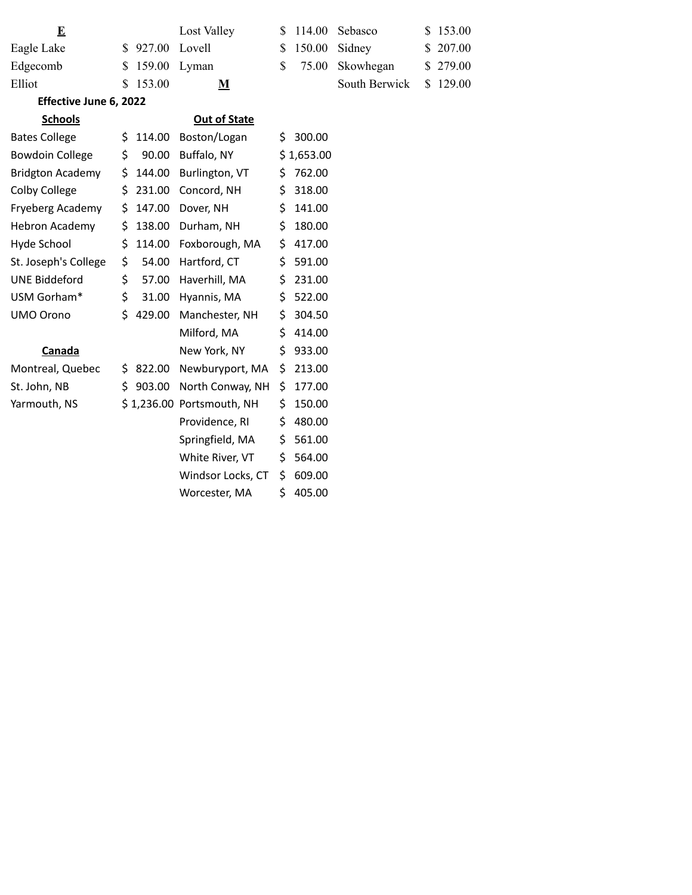| E | | Lost Valley | $ 114.00 | Sebasco | $ 153.00 |
|---|---|---|---|---|---|
| Eagle Lake | $ 927.00 | Lovell | $ 150.00 | Sidney | $ 207.00 |
| Edgecomb | $ 159.00 | Lyman | $ 75.00 | Skowhegan | $ 279.00 |
| Elliot | $ 153.00 | **M** | | South Berwick | $ 129.00 |

**Effective June 6, 2022**

| Schools | | Out of State | |
|---|---|---|---|
| Bates College | $ 114.00 | Boston/Logan | $ 300.00 |
| Bowdoin College | $ 90.00 | Buffalo, NY | $ 1,653.00 |
| Bridgton Academy | $ 144.00 | Burlington, VT | $ 762.00 |
| Colby College | $ 231.00 | Concord, NH | $ 318.00 |
| Fryeberg Academy | $ 147.00 | Dover, NH | $ 141.00 |
| Hebron Academy | $ 138.00 | Durham, NH | $ 180.00 |
| Hyde School | $ 114.00 | Foxborough, MA | $ 417.00 |
| St. Joseph's College | $ 54.00 | Hartford, CT | $ 591.00 |
| UNE Biddeford | $ 57.00 | Haverhill, MA | $ 231.00 |
| USM Gorham* | $ 31.00 | Hyannis, MA | $ 522.00 |
| UMO Orono | $ 429.00 | Manchester, NH | $ 304.50 |
| | | Milford, MA | $ 414.00 |
| **Canada** | | New York, NY | $ 933.00 |
| Montreal, Quebec | $ 822.00 | Newburyport, MA | $ 213.00 |
| St. John, NB | $ 903.00 | North Conway, NH | $ 177.00 |
| Yarmouth, NS | $ 1,236.00 | Portsmouth, NH | $ 150.00 |
| | | Providence, RI | $ 480.00 |
| | | Springfield, MA | $ 561.00 |
| | | White River, VT | $ 564.00 |
| | | Windsor Locks, CT | $ 609.00 |
| | | Worcester, MA | $ 405.00 |